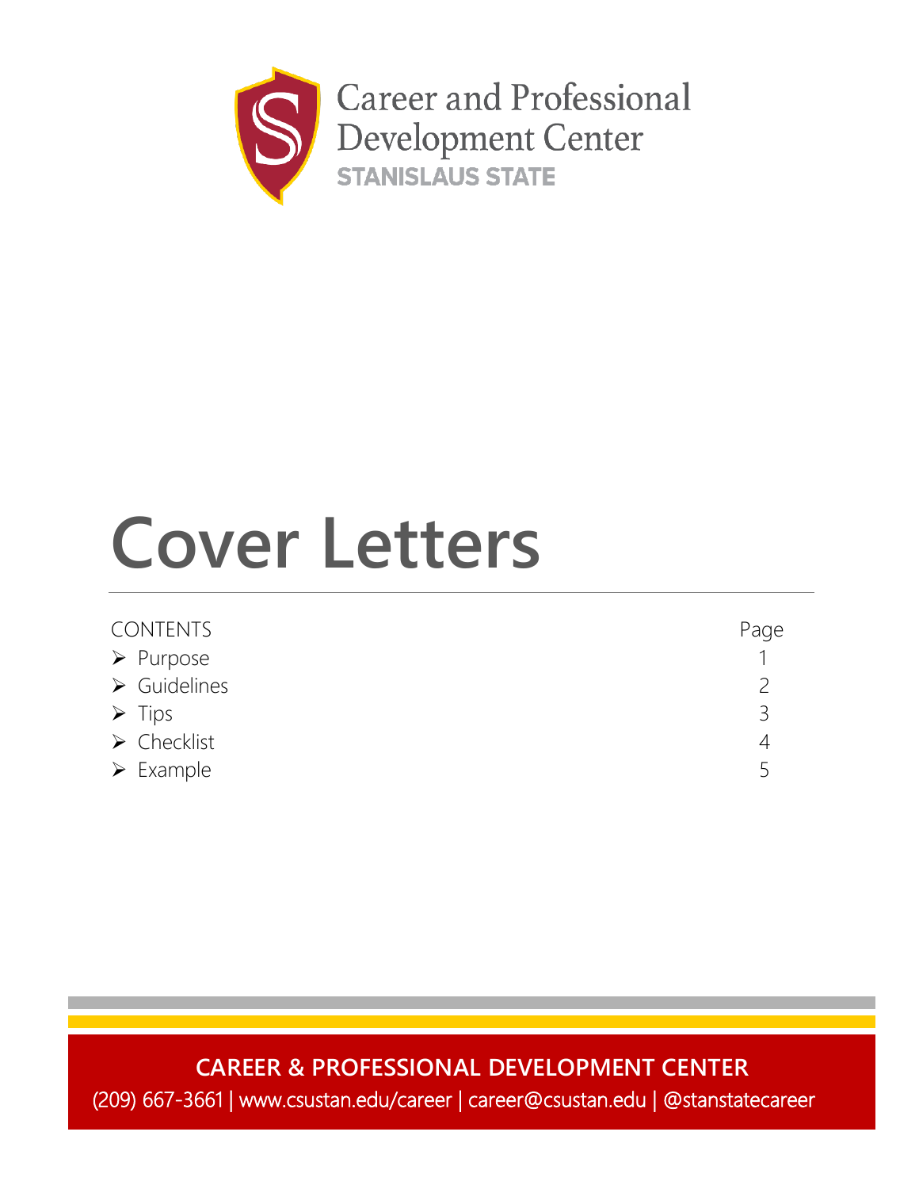Career and Professional Development Center
STANISLAUS STATE

# Cover Letters

| CONTENTS | Page |
|---|---|
| ➢ Purpose | 1 |
| ➢ Guidelines | 2 |
| ➢ Tips | 3 |
| ➢ Checklist | 4 |
| ➢ Example | 5 |

**CAREER & PROFESSIONAL DEVELOPMENT CENTER**

(209) 667-3661 | www.csustan.edu/career | career@csustan.edu | @stanstatecareer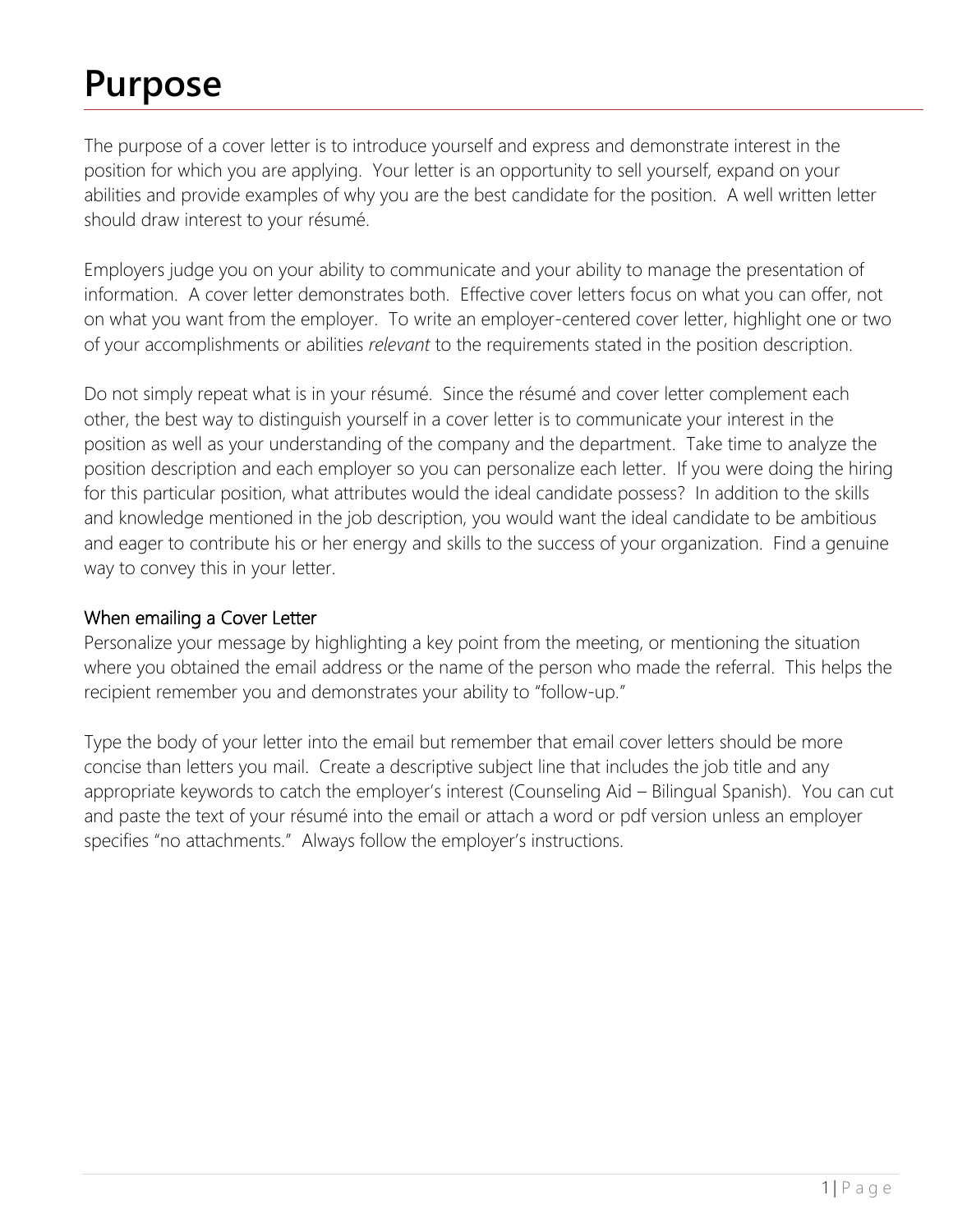# Purpose

The purpose of a cover letter is to introduce yourself and express and demonstrate interest in the position for which you are applying. Your letter is an opportunity to sell yourself, expand on your abilities and provide examples of why you are the best candidate for the position. A well written letter should draw interest to your résumé.

Employers judge you on your ability to communicate and your ability to manage the presentation of information. A cover letter demonstrates both. Effective cover letters focus on what you can offer, not on what you want from the employer. To write an employer-centered cover letter, highlight one or two of your accomplishments or abilities *relevant* to the requirements stated in the position description.

Do not simply repeat what is in your résumé. Since the résumé and cover letter complement each other, the best way to distinguish yourself in a cover letter is to communicate your interest in the position as well as your understanding of the company and the department. Take time to analyze the position description and each employer so you can personalize each letter. If you were doing the hiring for this particular position, what attributes would the ideal candidate possess? In addition to the skills and knowledge mentioned in the job description, you would want the ideal candidate to be ambitious and eager to contribute his or her energy and skills to the success of your organization. Find a genuine way to convey this in your letter.

### When emailing a Cover Letter

Personalize your message by highlighting a key point from the meeting, or mentioning the situation where you obtained the email address or the name of the person who made the referral. This helps the recipient remember you and demonstrates your ability to "follow-up."

Type the body of your letter into the email but remember that email cover letters should be more concise than letters you mail. Create a descriptive subject line that includes the job title and any appropriate keywords to catch the employer's interest (Counseling Aid – Bilingual Spanish). You can cut and paste the text of your résumé into the email or attach a word or pdf version unless an employer specifies "no attachments." Always follow the employer's instructions.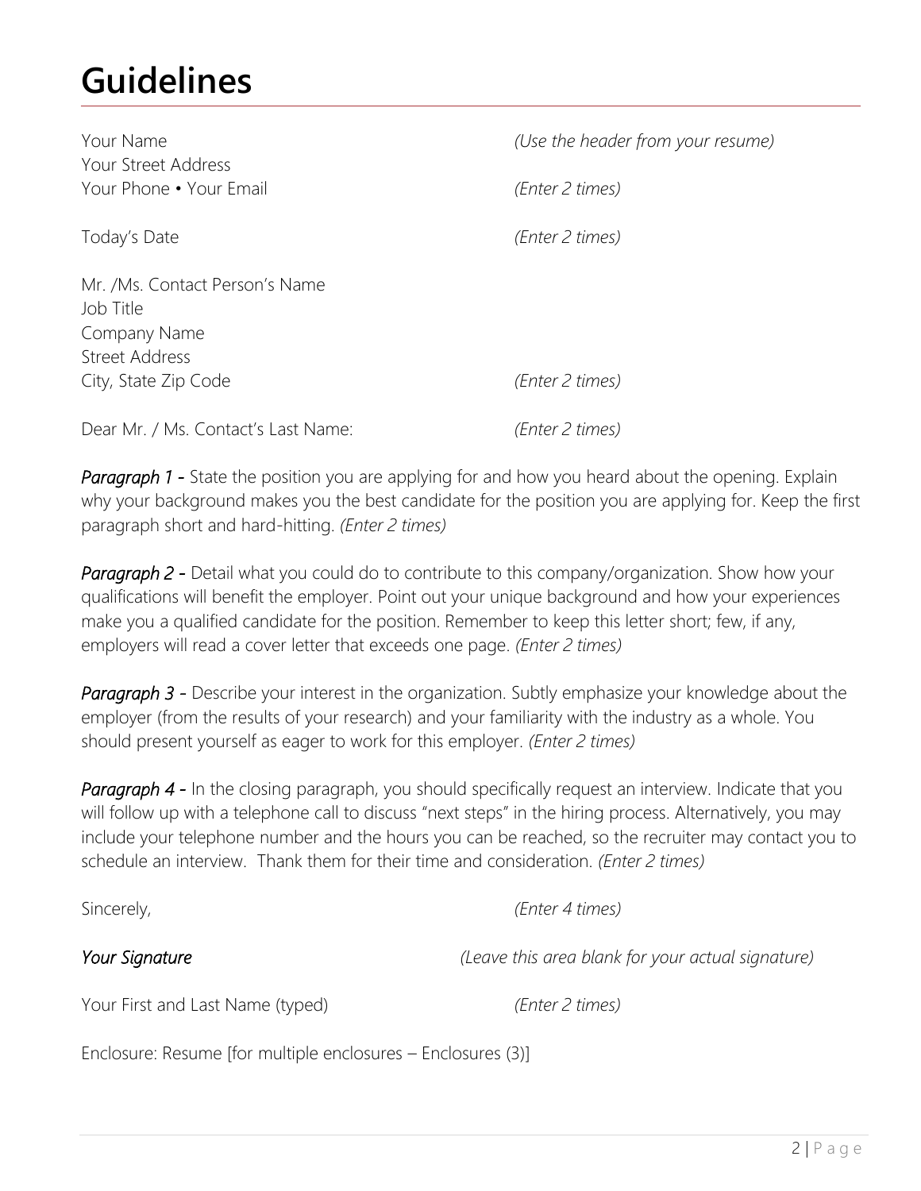# Guidelines

Your Name *(Use the header from your resume)*
Your Street Address
Your Phone • Your Email *(Enter 2 times)*

Today's Date *(Enter 2 times)*

Mr. /Ms. Contact Person's Name
Job Title
Company Name
Street Address
City, State Zip Code *(Enter 2 times)*

Dear Mr. / Ms. Contact's Last Name: *(Enter 2 times)*

***Paragraph 1 -*** State the position you are applying for and how you heard about the opening. Explain why your background makes you the best candidate for the position you are applying for. Keep the first paragraph short and hard-hitting. *(Enter 2 times)*

***Paragraph 2 -*** Detail what you could do to contribute to this company/organization. Show how your qualifications will benefit the employer. Point out your unique background and how your experiences make you a qualified candidate for the position. Remember to keep this letter short; few, if any, employers will read a cover letter that exceeds one page. *(Enter 2 times)*

***Paragraph 3 -*** Describe your interest in the organization. Subtly emphasize your knowledge about the employer (from the results of your research) and your familiarity with the industry as a whole. You should present yourself as eager to work for this employer. *(Enter 2 times)*

***Paragraph 4 -*** In the closing paragraph, you should specifically request an interview. Indicate that you will follow up with a telephone call to discuss "next steps" in the hiring process. Alternatively, you may include your telephone number and the hours you can be reached, so the recruiter may contact you to schedule an interview. Thank them for their time and consideration. *(Enter 2 times)*

Sincerely, *(Enter 4 times)*

***Your Signature*** *(Leave this area blank for your actual signature)*

Your First and Last Name (typed) *(Enter 2 times)*

Enclosure: Resume [for multiple enclosures – Enclosures (3)]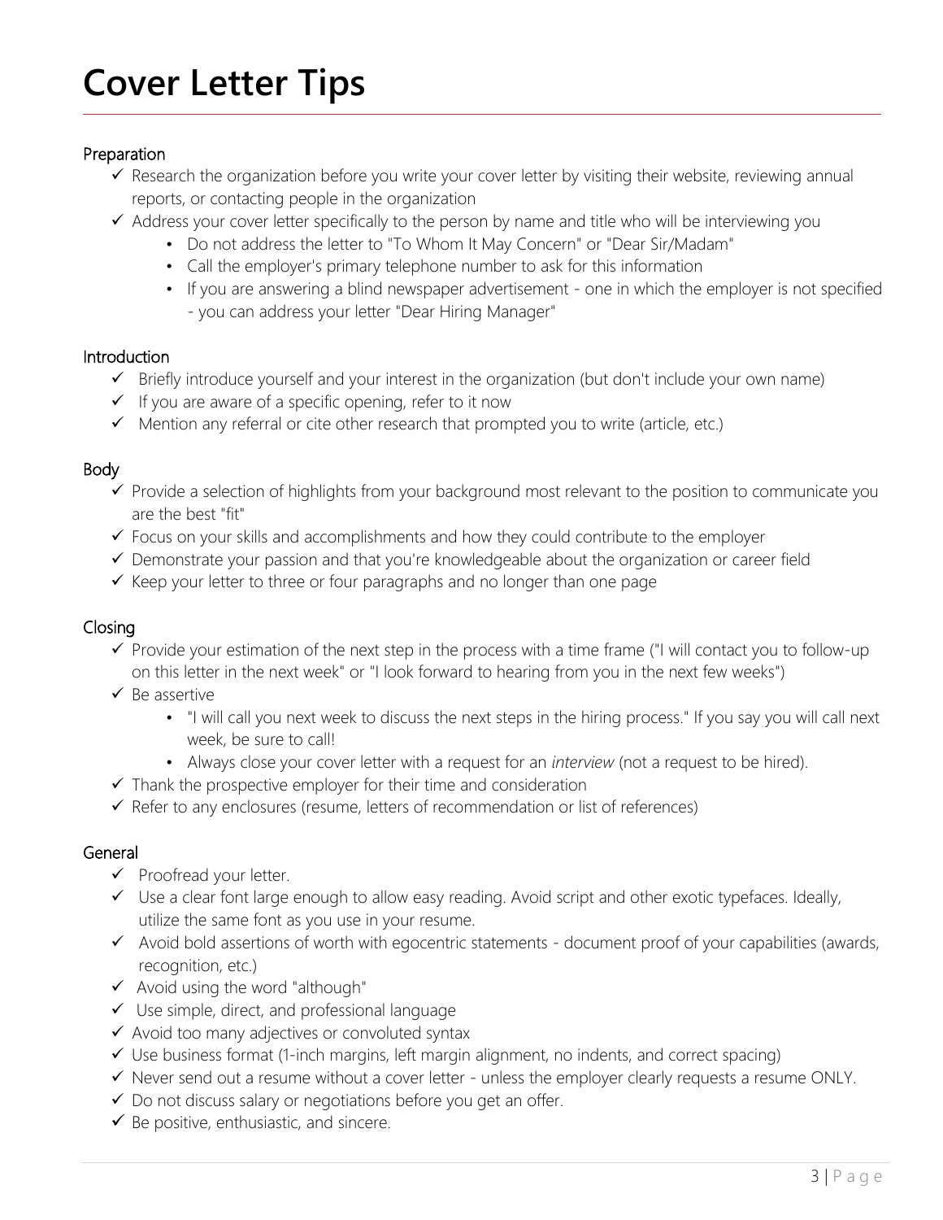# Cover Letter Tips

## Preparation

- ✓ Research the organization before you write your cover letter by visiting their website, reviewing annual reports, or contacting people in the organization
- ✓ Address your cover letter specifically to the person by name and title who will be interviewing you
  - Do not address the letter to "To Whom It May Concern" or "Dear Sir/Madam"
  - Call the employer's primary telephone number to ask for this information
  - If you are answering a blind newspaper advertisement - one in which the employer is not specified - you can address your letter "Dear Hiring Manager"

## Introduction

- ✓ Briefly introduce yourself and your interest in the organization (but don't include your own name)
- ✓ If you are aware of a specific opening, refer to it now
- ✓ Mention any referral or cite other research that prompted you to write (article, etc.)

## Body

- ✓ Provide a selection of highlights from your background most relevant to the position to communicate you are the best "fit"
- ✓ Focus on your skills and accomplishments and how they could contribute to the employer
- ✓ Demonstrate your passion and that you're knowledgeable about the organization or career field
- ✓ Keep your letter to three or four paragraphs and no longer than one page

## Closing

- ✓ Provide your estimation of the next step in the process with a time frame ("I will contact you to follow-up on this letter in the next week" or "I look forward to hearing from you in the next few weeks")
- ✓ Be assertive
  - "I will call you next week to discuss the next steps in the hiring process." If you say you will call next week, be sure to call!
  - Always close your cover letter with a request for an *interview* (not a request to be hired).
- ✓ Thank the prospective employer for their time and consideration
- ✓ Refer to any enclosures (resume, letters of recommendation or list of references)

## General

- ✓ Proofread your letter.
- ✓ Use a clear font large enough to allow easy reading. Avoid script and other exotic typefaces. Ideally, utilize the same font as you use in your resume.
- ✓ Avoid bold assertions of worth with egocentric statements - document proof of your capabilities (awards, recognition, etc.)
- ✓ Avoid using the word "although"
- ✓ Use simple, direct, and professional language
- ✓ Avoid too many adjectives or convoluted syntax
- ✓ Use business format (1-inch margins, left margin alignment, no indents, and correct spacing)
- ✓ Never send out a resume without a cover letter - unless the employer clearly requests a resume ONLY.
- ✓ Do not discuss salary or negotiations before you get an offer.
- ✓ Be positive, enthusiastic, and sincere.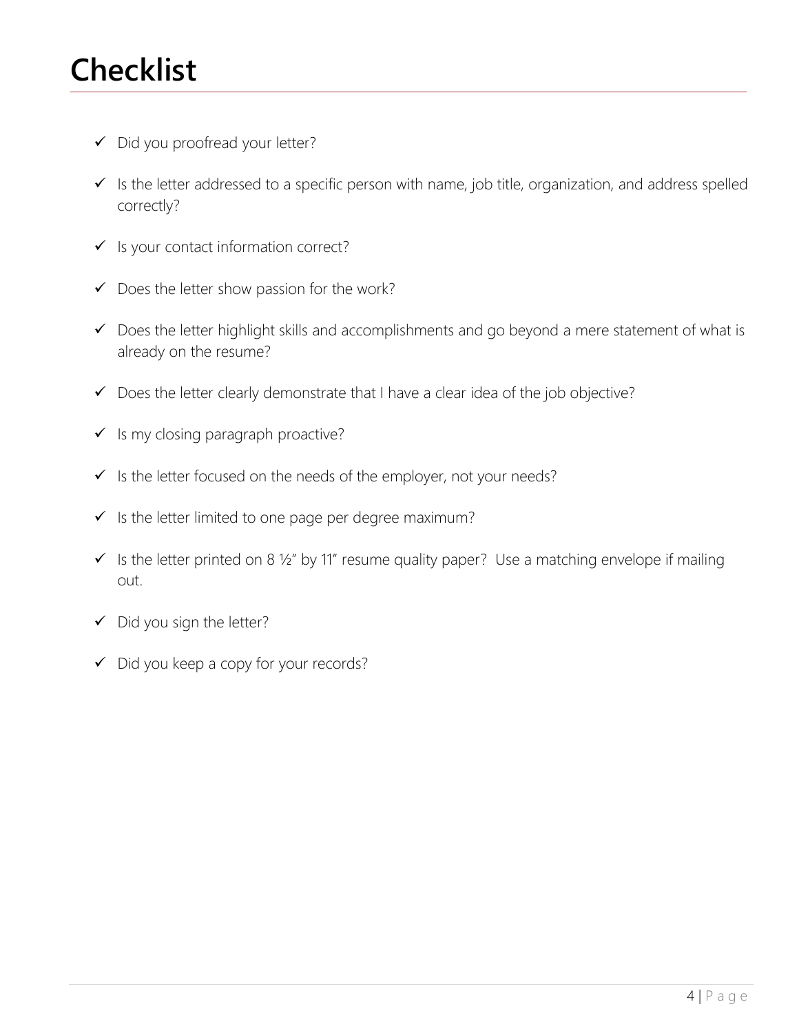# Checklist

- ✓ Did you proofread your letter?
- ✓ Is the letter addressed to a specific person with name, job title, organization, and address spelled correctly?
- ✓ Is your contact information correct?
- ✓ Does the letter show passion for the work?
- ✓ Does the letter highlight skills and accomplishments and go beyond a mere statement of what is already on the resume?
- ✓ Does the letter clearly demonstrate that I have a clear idea of the job objective?
- ✓ Is my closing paragraph proactive?
- ✓ Is the letter focused on the needs of the employer, not your needs?
- ✓ Is the letter limited to one page per degree maximum?
- ✓ Is the letter printed on 8 ½" by 11" resume quality paper? Use a matching envelope if mailing out.
- ✓ Did you sign the letter?
- ✓ Did you keep a copy for your records?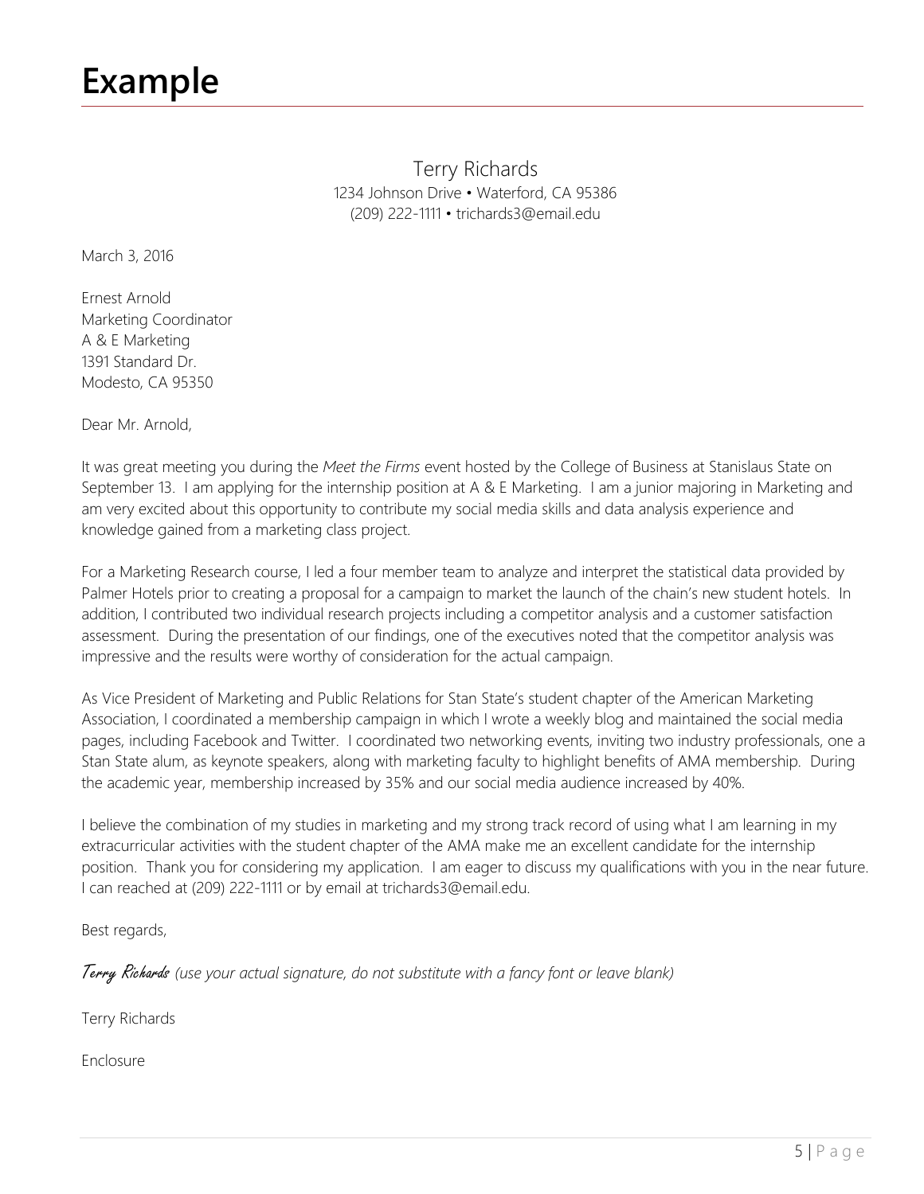# Example

Terry Richards
1234 Johnson Drive • Waterford, CA 95386
(209) 222-1111 • trichards3@email.edu

March 3, 2016

Ernest Arnold
Marketing Coordinator
A & E Marketing
1391 Standard Dr.
Modesto, CA 95350

Dear Mr. Arnold,

It was great meeting you during the *Meet the Firms* event hosted by the College of Business at Stanislaus State on September 13. I am applying for the internship position at A & E Marketing. I am a junior majoring in Marketing and am very excited about this opportunity to contribute my social media skills and data analysis experience and knowledge gained from a marketing class project.

For a Marketing Research course, I led a four member team to analyze and interpret the statistical data provided by Palmer Hotels prior to creating a proposal for a campaign to market the launch of the chain's new student hotels. In addition, I contributed two individual research projects including a competitor analysis and a customer satisfaction assessment. During the presentation of our findings, one of the executives noted that the competitor analysis was impressive and the results were worthy of consideration for the actual campaign.

As Vice President of Marketing and Public Relations for Stan State's student chapter of the American Marketing Association, I coordinated a membership campaign in which I wrote a weekly blog and maintained the social media pages, including Facebook and Twitter. I coordinated two networking events, inviting two industry professionals, one a Stan State alum, as keynote speakers, along with marketing faculty to highlight benefits of AMA membership. During the academic year, membership increased by 35% and our social media audience increased by 40%.

I believe the combination of my studies in marketing and my strong track record of using what I am learning in my extracurricular activities with the student chapter of the AMA make me an excellent candidate for the internship position. Thank you for considering my application. I am eager to discuss my qualifications with you in the near future. I can reached at (209) 222-1111 or by email at trichards3@email.edu.

Best regards,

Terry Richards *(use your actual signature, do not substitute with a fancy font or leave blank)*

Terry Richards

Enclosure